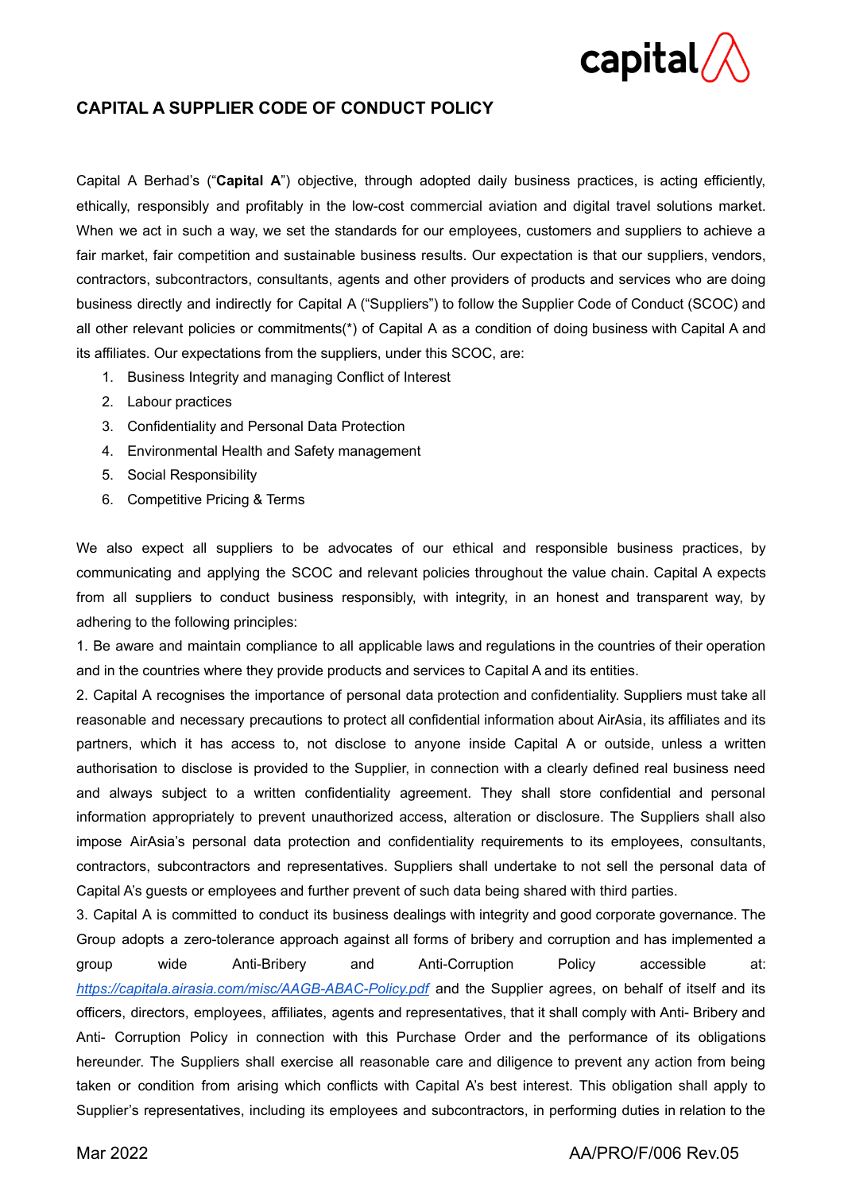# CAPITAL A SUPPLIER CODE OF CONDUCT POLICY

Capital A Berhad's ("**Capital A**") objective, through adopted daily business practices, is acting efficiently, ethically, responsibly and profitably in the low-cost commercial aviation and digital travel solutions market. When we act in such a way, we set the standards for our employees, customers and suppliers to achieve a fair market, fair competition and sustainable business results. Our expectation is that our suppliers, vendors, contractors, subcontractors, consultants, agents and other providers of products and services who are doing business directly and indirectly for Capital A ("Suppliers") to follow the Supplier Code of Conduct (SCOC) and all other relevant policies or commitments(*) of Capital A as a condition of doing business with Capital A and its affiliates. Our expectations from the suppliers, under this SCOC, are:

1. Business Integrity and managing Conflict of Interest
2. Labour practices
3. Confidentiality and Personal Data Protection
4. Environmental Health and Safety management
5. Social Responsibility
6. Competitive Pricing & Terms

We also expect all suppliers to be advocates of our ethical and responsible business practices, by communicating and applying the SCOC and relevant policies throughout the value chain. Capital A expects from all suppliers to conduct business responsibly, with integrity, in an honest and transparent way, by adhering to the following principles:

1. Be aware and maintain compliance to all applicable laws and regulations in the countries of their operation and in the countries where they provide products and services to Capital A and its entities.

2. Capital A recognises the importance of personal data protection and confidentiality. Suppliers must take all reasonable and necessary precautions to protect all confidential information about AirAsia, its affiliates and its partners, which it has access to, not disclose to anyone inside Capital A or outside, unless a written authorisation to disclose is provided to the Supplier, in connection with a clearly defined real business need and always subject to a written confidentiality agreement. They shall store confidential and personal information appropriately to prevent unauthorized access, alteration or disclosure. The Suppliers shall also impose AirAsia's personal data protection and confidentiality requirements to its employees, consultants, contractors, subcontractors and representatives. Suppliers shall undertake to not sell the personal data of Capital A's guests or employees and further prevent of such data being shared with third parties.

3. Capital A is committed to conduct its business dealings with integrity and good corporate governance. The Group adopts a zero-tolerance approach against all forms of bribery and corruption and has implemented a group wide Anti-Bribery and Anti-Corruption Policy accessible at: *https://capitala.airasia.com/misc/AAGB-ABAC-Policy.pdf* and the Supplier agrees, on behalf of itself and its officers, directors, employees, affiliates, agents and representatives, that it shall comply with Anti- Bribery and Anti- Corruption Policy in connection with this Purchase Order and the performance of its obligations hereunder. The Suppliers shall exercise all reasonable care and diligence to prevent any action from being taken or condition from arising which conflicts with Capital A's best interest. This obligation shall apply to Supplier's representatives, including its employees and subcontractors, in performing duties in relation to the

Mar 2022 AA/PRO/F/006 Rev.05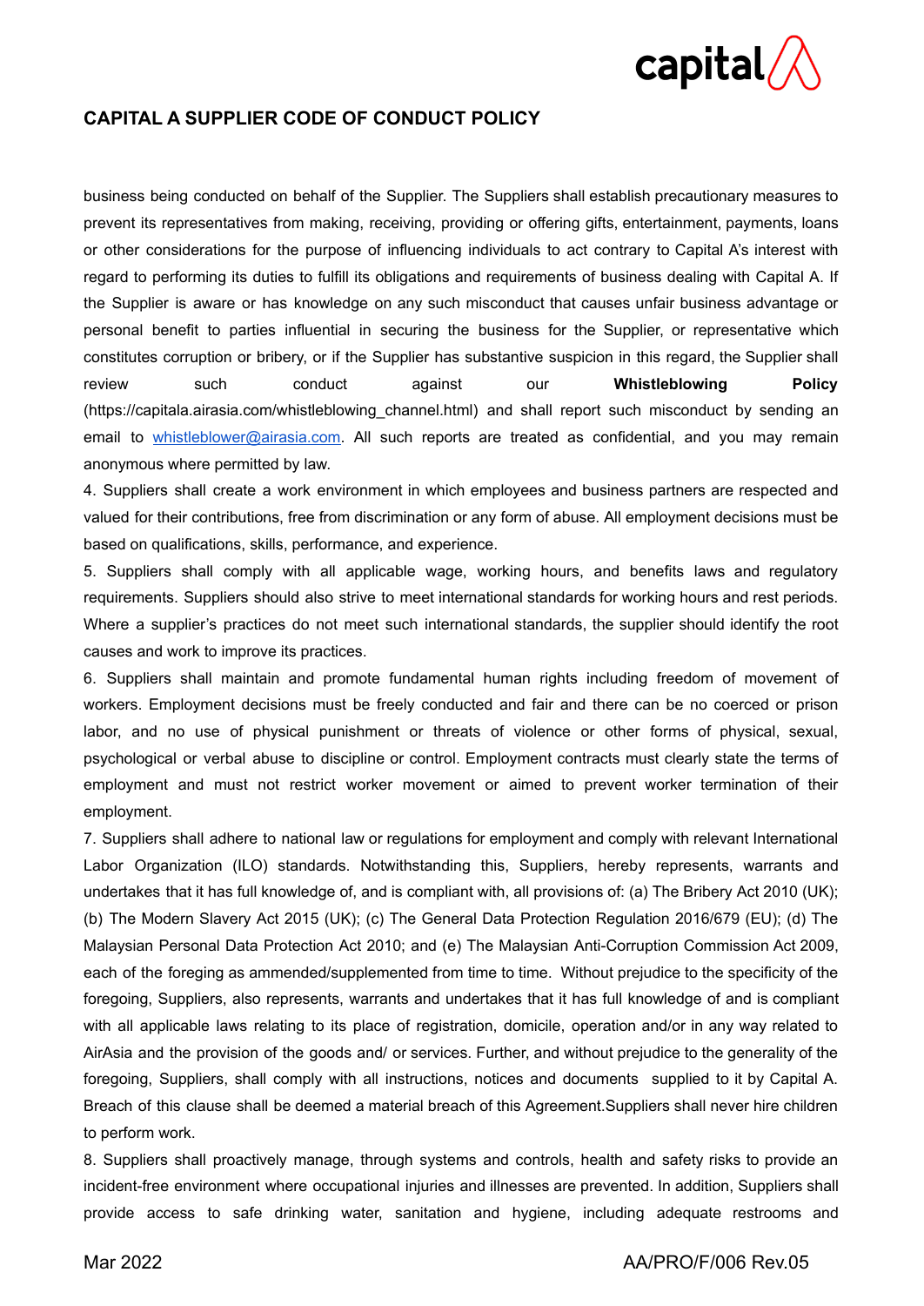business being conducted on behalf of the Supplier. The Suppliers shall establish precautionary measures to prevent its representatives from making, receiving, providing or offering gifts, entertainment, payments, loans or other considerations for the purpose of influencing individuals to act contrary to Capital A's interest with regard to performing its duties to fulfill its obligations and requirements of business dealing with Capital A. If the Supplier is aware or has knowledge on any such misconduct that causes unfair business advantage or personal benefit to parties influential in securing the business for the Supplier, or representative which constitutes corruption or bribery, or if the Supplier has substantive suspicion in this regard, the Supplier shall review such conduct against our **Whistleblowing Policy** (https://capitala.airasia.com/whistleblowing_channel.html) and shall report such misconduct by sending an email to whistleblower@airasia.com. All such reports are treated as confidential, and you may remain anonymous where permitted by law.

4. Suppliers shall create a work environment in which employees and business partners are respected and valued for their contributions, free from discrimination or any form of abuse. All employment decisions must be based on qualifications, skills, performance, and experience.

5. Suppliers shall comply with all applicable wage, working hours, and benefits laws and regulatory requirements. Suppliers should also strive to meet international standards for working hours and rest periods. Where a supplier's practices do not meet such international standards, the supplier should identify the root causes and work to improve its practices.

6. Suppliers shall maintain and promote fundamental human rights including freedom of movement of workers. Employment decisions must be freely conducted and fair and there can be no coerced or prison labor, and no use of physical punishment or threats of violence or other forms of physical, sexual, psychological or verbal abuse to discipline or control. Employment contracts must clearly state the terms of employment and must not restrict worker movement or aimed to prevent worker termination of their employment.

7. Suppliers shall adhere to national law or regulations for employment and comply with relevant International Labor Organization (ILO) standards. Notwithstanding this, Suppliers, hereby represents, warrants and undertakes that it has full knowledge of, and is compliant with, all provisions of: (a) The Bribery Act 2010 (UK); (b) The Modern Slavery Act 2015 (UK); (c) The General Data Protection Regulation 2016/679 (EU); (d) The Malaysian Personal Data Protection Act 2010; and (e) The Malaysian Anti-Corruption Commission Act 2009, each of the foreging as ammended/supplemented from time to time. Without prejudice to the specificity of the foregoing, Suppliers, also represents, warrants and undertakes that it has full knowledge of and is compliant with all applicable laws relating to its place of registration, domicile, operation and/or in any way related to AirAsia and the provision of the goods and/ or services. Further, and without prejudice to the generality of the foregoing, Suppliers, shall comply with all instructions, notices and documents supplied to it by Capital A. Breach of this clause shall be deemed a material breach of this Agreement.Suppliers shall never hire children to perform work.

8. Suppliers shall proactively manage, through systems and controls, health and safety risks to provide an incident-free environment where occupational injuries and illnesses are prevented. In addition, Suppliers shall provide access to safe drinking water, sanitation and hygiene, including adequate restrooms and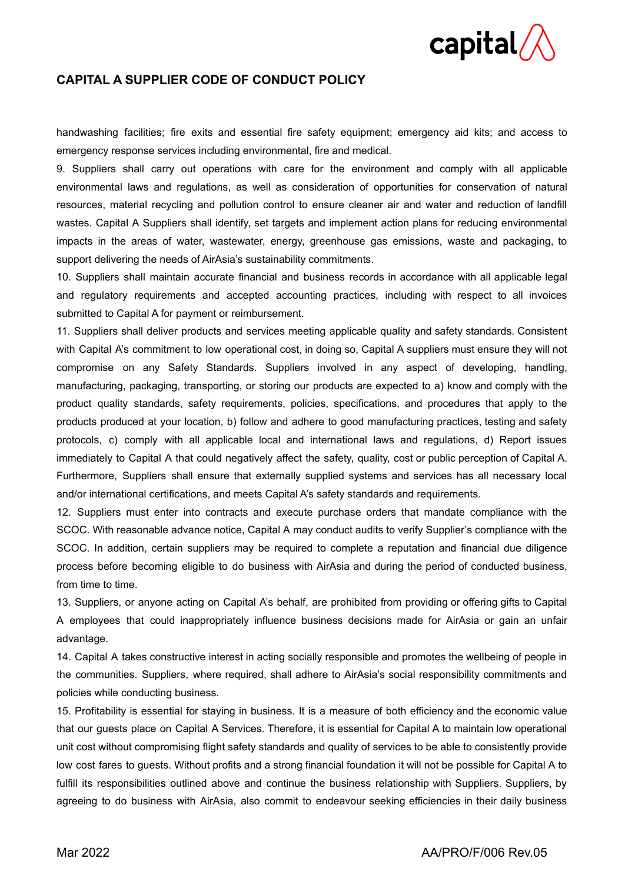handwashing facilities; fire exits and essential fire safety equipment; emergency aid kits; and access to emergency response services including environmental, fire and medical.

9. Suppliers shall carry out operations with care for the environment and comply with all applicable environmental laws and regulations, as well as consideration of opportunities for conservation of natural resources, material recycling and pollution control to ensure cleaner air and water and reduction of landfill wastes. Capital A Suppliers shall identify, set targets and implement action plans for reducing environmental impacts in the areas of water, wastewater, energy, greenhouse gas emissions, waste and packaging, to support delivering the needs of AirAsia's sustainability commitments.

10. Suppliers shall maintain accurate financial and business records in accordance with all applicable legal and regulatory requirements and accepted accounting practices, including with respect to all invoices submitted to Capital A for payment or reimbursement.

11. Suppliers shall deliver products and services meeting applicable quality and safety standards. Consistent with Capital A's commitment to low operational cost, in doing so, Capital A suppliers must ensure they will not compromise on any Safety Standards. Suppliers involved in any aspect of developing, handling, manufacturing, packaging, transporting, or storing our products are expected to a) know and comply with the product quality standards, safety requirements, policies, specifications, and procedures that apply to the products produced at your location, b) follow and adhere to good manufacturing practices, testing and safety protocols, c) comply with all applicable local and international laws and regulations, d) Report issues immediately to Capital A that could negatively affect the safety, quality, cost or public perception of Capital A. Furthermore, Suppliers shall ensure that externally supplied systems and services has all necessary local and/or international certifications, and meets Capital A's safety standards and requirements.

12. Suppliers must enter into contracts and execute purchase orders that mandate compliance with the SCOC. With reasonable advance notice, Capital A may conduct audits to verify Supplier's compliance with the SCOC. In addition, certain suppliers may be required to complete a reputation and financial due diligence process before becoming eligible to do business with AirAsia and during the period of conducted business, from time to time.

13. Suppliers, or anyone acting on Capital A's behalf, are prohibited from providing or offering gifts to Capital A employees that could inappropriately influence business decisions made for AirAsia or gain an unfair advantage.

14. Capital A takes constructive interest in acting socially responsible and promotes the wellbeing of people in the communities. Suppliers, where required, shall adhere to AirAsia's social responsibility commitments and policies while conducting business.

15. Profitability is essential for staying in business. It is a measure of both efficiency and the economic value that our guests place on Capital A Services. Therefore, it is essential for Capital A to maintain low operational unit cost without compromising flight safety standards and quality of services to be able to consistently provide low cost fares to guests. Without profits and a strong financial foundation it will not be possible for Capital A to fulfill its responsibilities outlined above and continue the business relationship with Suppliers. Suppliers, by agreeing to do business with AirAsia, also commit to endeavour seeking efficiencies in their daily business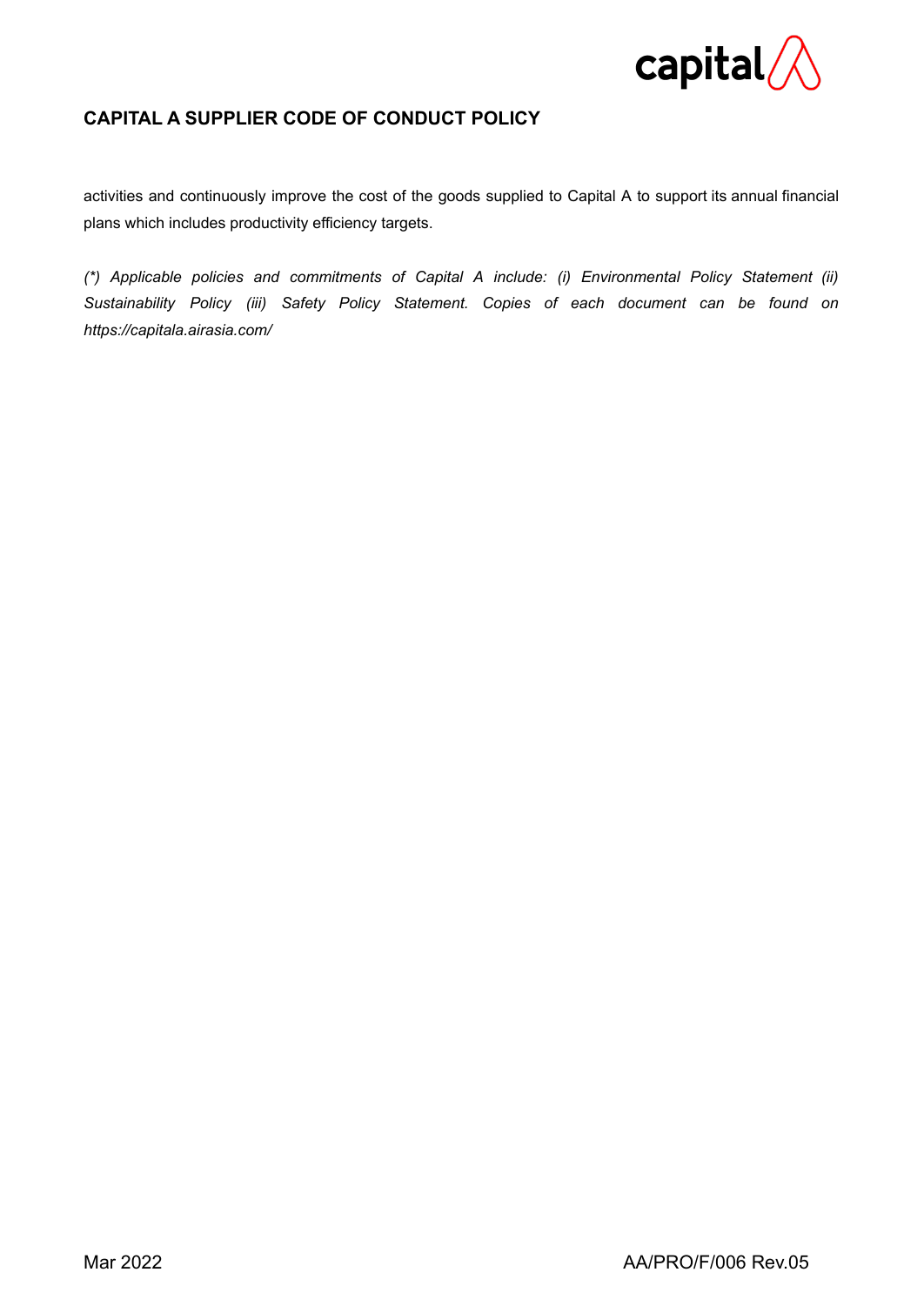activities and continuously improve the cost of the goods supplied to Capital A to support its annual financial plans which includes productivity efficiency targets.

*(\*) Applicable policies and commitments of Capital A include: (i) Environmental Policy Statement (ii) Sustainability Policy (iii) Safety Policy Statement. Copies of each document can be found on https://capitala.airasia.com/*